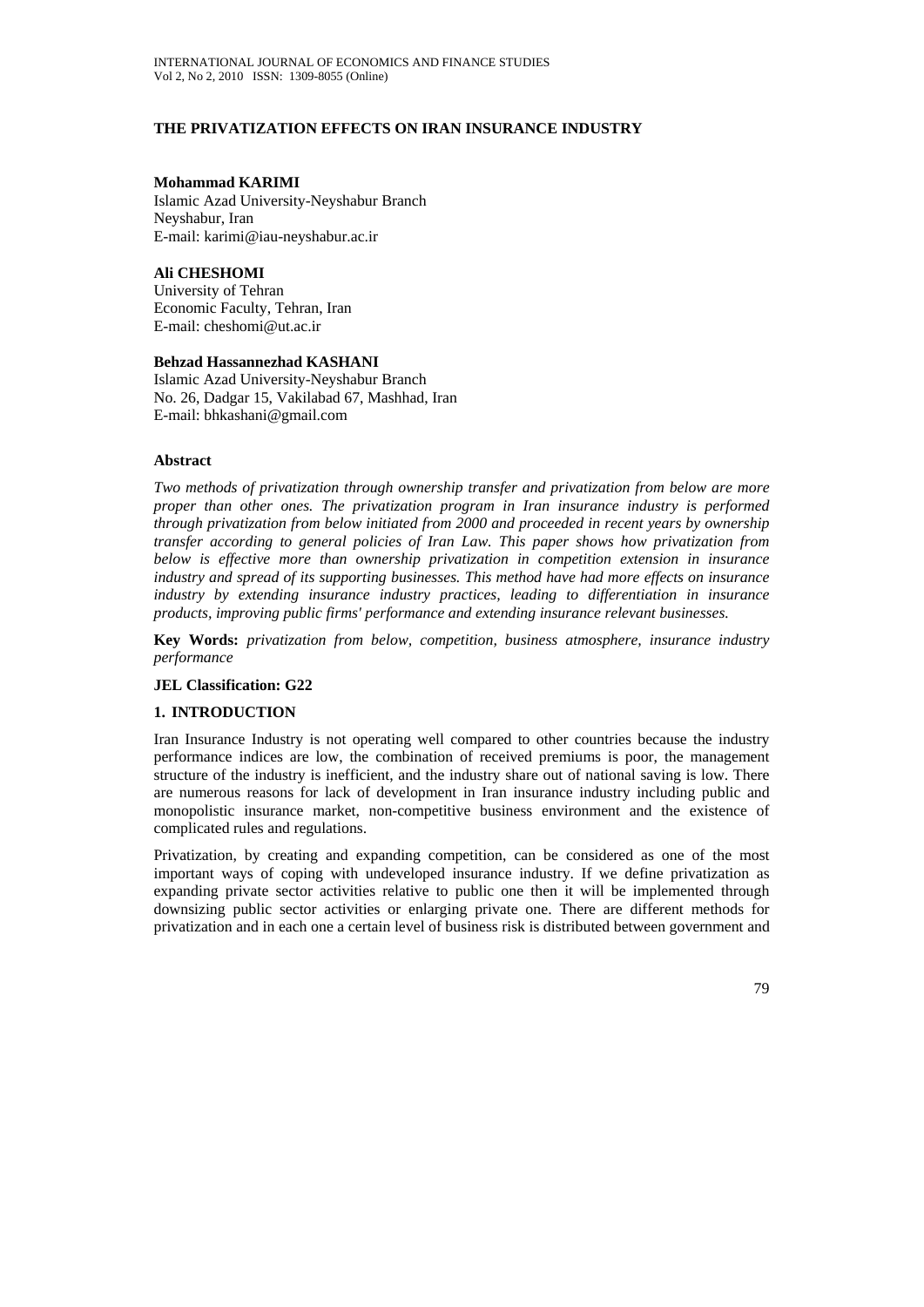# THE PRIVATIZATION EFFECTS ON IRAN INSURANCE INDUSTRY

**Mohammad KARIMI**
Islamic Azad University-Neyshabur Branch
Neyshabur, Iran
E-mail: karimi@iau-neyshabur.ac.ir

**Ali CHESHOMI**
University of Tehran
Economic Faculty, Tehran, Iran
E-mail: cheshomi@ut.ac.ir

**Behzad Hassannezhad KASHANI**
Islamic Azad University-Neyshabur Branch
No. 26, Dadgar 15, Vakilabad 67, Mashhad, Iran
E-mail: bhkashani@gmail.com

## Abstract

*Two methods of privatization through ownership transfer and privatization from below are more proper than other ones. The privatization program in Iran insurance industry is performed through privatization from below initiated from 2000 and proceeded in recent years by ownership transfer according to general policies of Iran Law. This paper shows how privatization from below is effective more than ownership privatization in competition extension in insurance industry and spread of its supporting businesses. This method have had more effects on insurance industry by extending insurance industry practices, leading to differentiation in insurance products, improving public firms' performance and extending insurance relevant businesses.*

**Key Words:** *privatization from below, competition, business atmosphere, insurance industry performance*

**JEL Classification: G22**

## 1. INTRODUCTION

Iran Insurance Industry is not operating well compared to other countries because the industry performance indices are low, the combination of received premiums is poor, the management structure of the industry is inefficient, and the industry share out of national saving is low. There are numerous reasons for lack of development in Iran insurance industry including public and monopolistic insurance market, non-competitive business environment and the existence of complicated rules and regulations.

Privatization, by creating and expanding competition, can be considered as one of the most important ways of coping with undeveloped insurance industry. If we define privatization as expanding private sector activities relative to public one then it will be implemented through downsizing public sector activities or enlarging private one. There are different methods for privatization and in each one a certain level of business risk is distributed between government and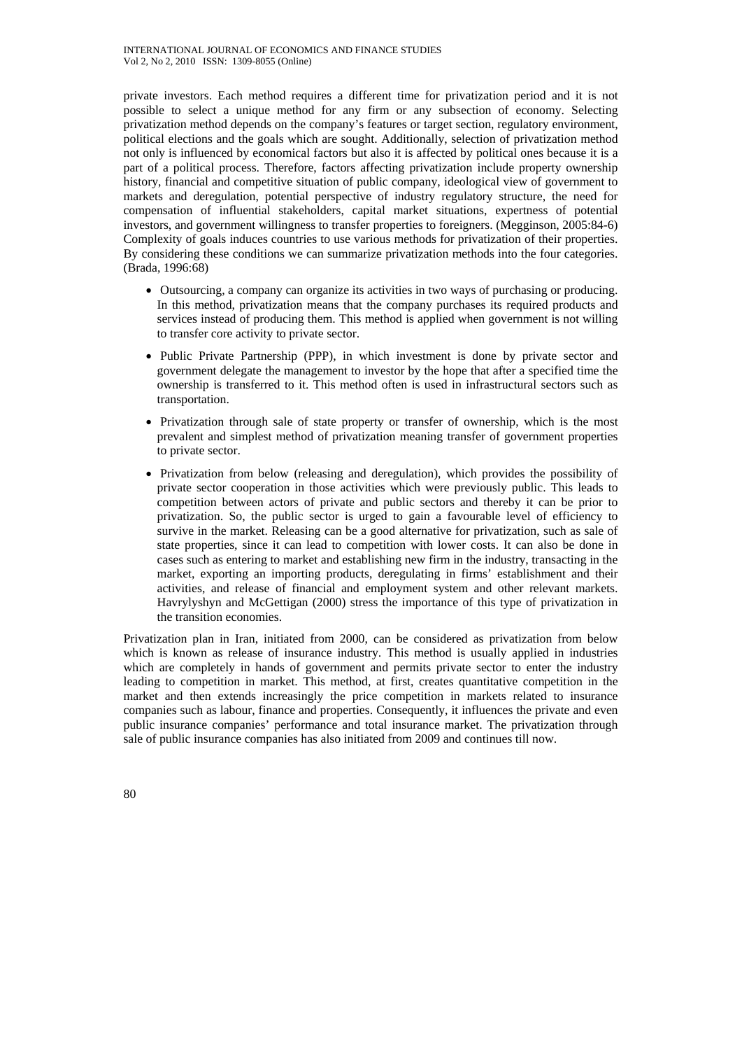private investors. Each method requires a different time for privatization period and it is not possible to select a unique method for any firm or any subsection of economy. Selecting privatization method depends on the company's features or target section, regulatory environment, political elections and the goals which are sought. Additionally, selection of privatization method not only is influenced by economical factors but also it is affected by political ones because it is a part of a political process. Therefore, factors affecting privatization include property ownership history, financial and competitive situation of public company, ideological view of government to markets and deregulation, potential perspective of industry regulatory structure, the need for compensation of influential stakeholders, capital market situations, expertness of potential investors, and government willingness to transfer properties to foreigners. (Megginson, 2005:84-6) Complexity of goals induces countries to use various methods for privatization of their properties. By considering these conditions we can summarize privatization methods into the four categories. (Brada, 1996:68)

- Outsourcing, a company can organize its activities in two ways of purchasing or producing. In this method, privatization means that the company purchases its required products and services instead of producing them. This method is applied when government is not willing to transfer core activity to private sector.
- Public Private Partnership (PPP), in which investment is done by private sector and government delegate the management to investor by the hope that after a specified time the ownership is transferred to it. This method often is used in infrastructural sectors such as transportation.
- Privatization through sale of state property or transfer of ownership, which is the most prevalent and simplest method of privatization meaning transfer of government properties to private sector.
- Privatization from below (releasing and deregulation), which provides the possibility of private sector cooperation in those activities which were previously public. This leads to competition between actors of private and public sectors and thereby it can be prior to privatization. So, the public sector is urged to gain a favourable level of efficiency to survive in the market. Releasing can be a good alternative for privatization, such as sale of state properties, since it can lead to competition with lower costs. It can also be done in cases such as entering to market and establishing new firm in the industry, transacting in the market, exporting an importing products, deregulating in firms' establishment and their activities, and release of financial and employment system and other relevant markets. Havrylyshyn and McGettigan (2000) stress the importance of this type of privatization in the transition economies.

Privatization plan in Iran, initiated from 2000, can be considered as privatization from below which is known as release of insurance industry. This method is usually applied in industries which are completely in hands of government and permits private sector to enter the industry leading to competition in market. This method, at first, creates quantitative competition in the market and then extends increasingly the price competition in markets related to insurance companies such as labour, finance and properties. Consequently, it influences the private and even public insurance companies' performance and total insurance market. The privatization through sale of public insurance companies has also initiated from 2009 and continues till now.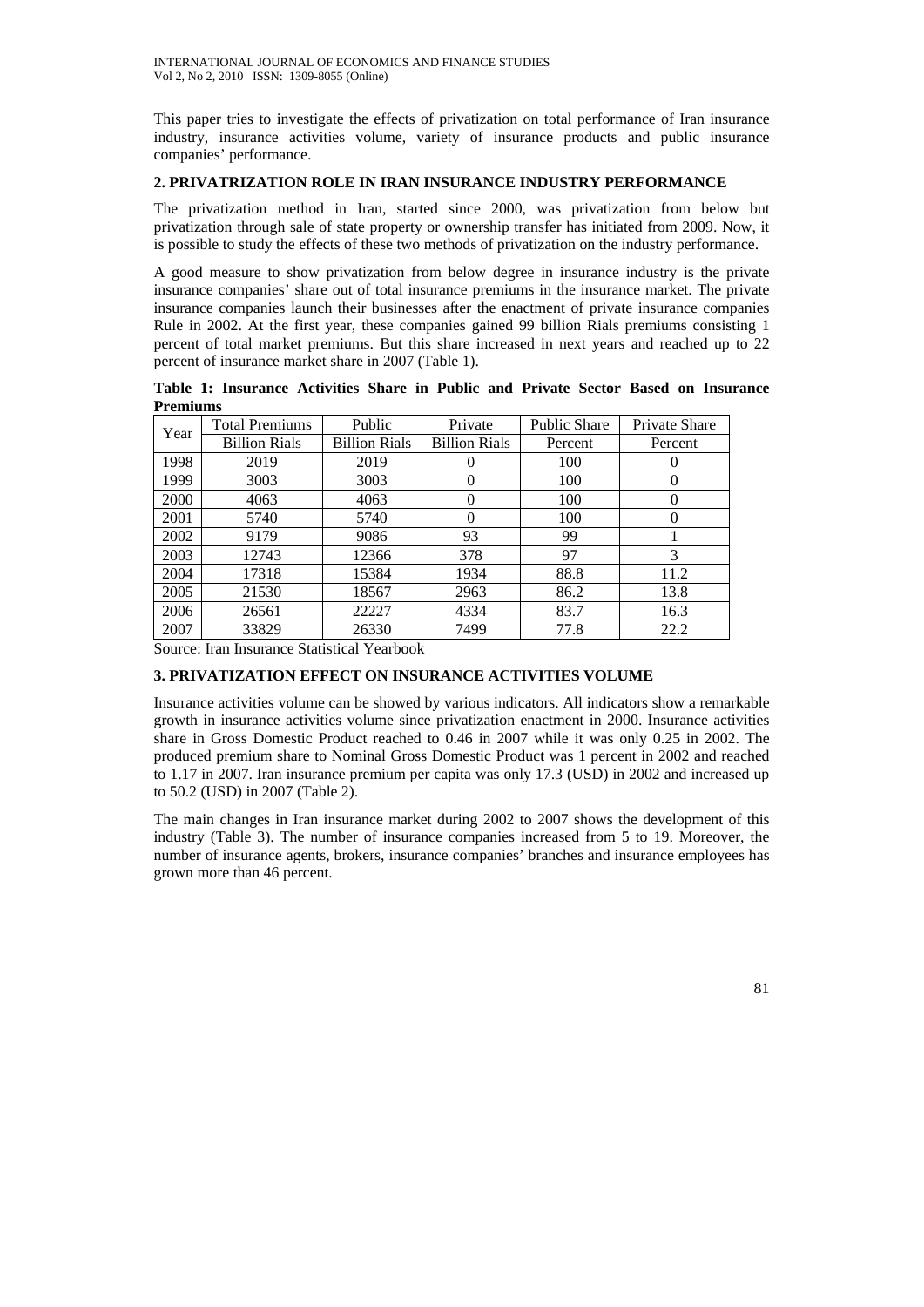This paper tries to investigate the effects of privatization on total performance of Iran insurance industry, insurance activities volume, variety of insurance products and public insurance companies' performance.

## 2. PRIVATRIZATION ROLE IN IRAN INSURANCE INDUSTRY PERFORMANCE

The privatization method in Iran, started since 2000, was privatization from below but privatization through sale of state property or ownership transfer has initiated from 2009. Now, it is possible to study the effects of these two methods of privatization on the industry performance.

A good measure to show privatization from below degree in insurance industry is the private insurance companies' share out of total insurance premiums in the insurance market. The private insurance companies launch their businesses after the enactment of private insurance companies Rule in 2002. At the first year, these companies gained 99 billion Rials premiums consisting 1 percent of total market premiums. But this share increased in next years and reached up to 22 percent of insurance market share in 2007 (Table 1).

**Table 1: Insurance Activities Share in Public and Private Sector Based on Insurance Premiums**

| Year | Total Premiums | Public | Private | Public Share | Private Share |
|---|---|---|---|---|---|
| | Billion Rials | Billion Rials | Billion Rials | Percent | Percent |
| 1998 | 2019 | 2019 | 0 | 100 | 0 |
| 1999 | 3003 | 3003 | 0 | 100 | 0 |
| 2000 | 4063 | 4063 | 0 | 100 | 0 |
| 2001 | 5740 | 5740 | 0 | 100 | 0 |
| 2002 | 9179 | 9086 | 93 | 99 | 1 |
| 2003 | 12743 | 12366 | 378 | 97 | 3 |
| 2004 | 17318 | 15384 | 1934 | 88.8 | 11.2 |
| 2005 | 21530 | 18567 | 2963 | 86.2 | 13.8 |
| 2006 | 26561 | 22227 | 4334 | 83.7 | 16.3 |
| 2007 | 33829 | 26330 | 7499 | 77.8 | 22.2 |

Source: Iran Insurance Statistical Yearbook

## 3. PRIVATIZATION EFFECT ON INSURANCE ACTIVITIES VOLUME

Insurance activities volume can be showed by various indicators. All indicators show a remarkable growth in insurance activities volume since privatization enactment in 2000. Insurance activities share in Gross Domestic Product reached to 0.46 in 2007 while it was only 0.25 in 2002. The produced premium share to Nominal Gross Domestic Product was 1 percent in 2002 and reached to 1.17 in 2007. Iran insurance premium per capita was only 17.3 (USD) in 2002 and increased up to 50.2 (USD) in 2007 (Table 2).

The main changes in Iran insurance market during 2002 to 2007 shows the development of this industry (Table 3). The number of insurance companies increased from 5 to 19. Moreover, the number of insurance agents, brokers, insurance companies' branches and insurance employees has grown more than 46 percent.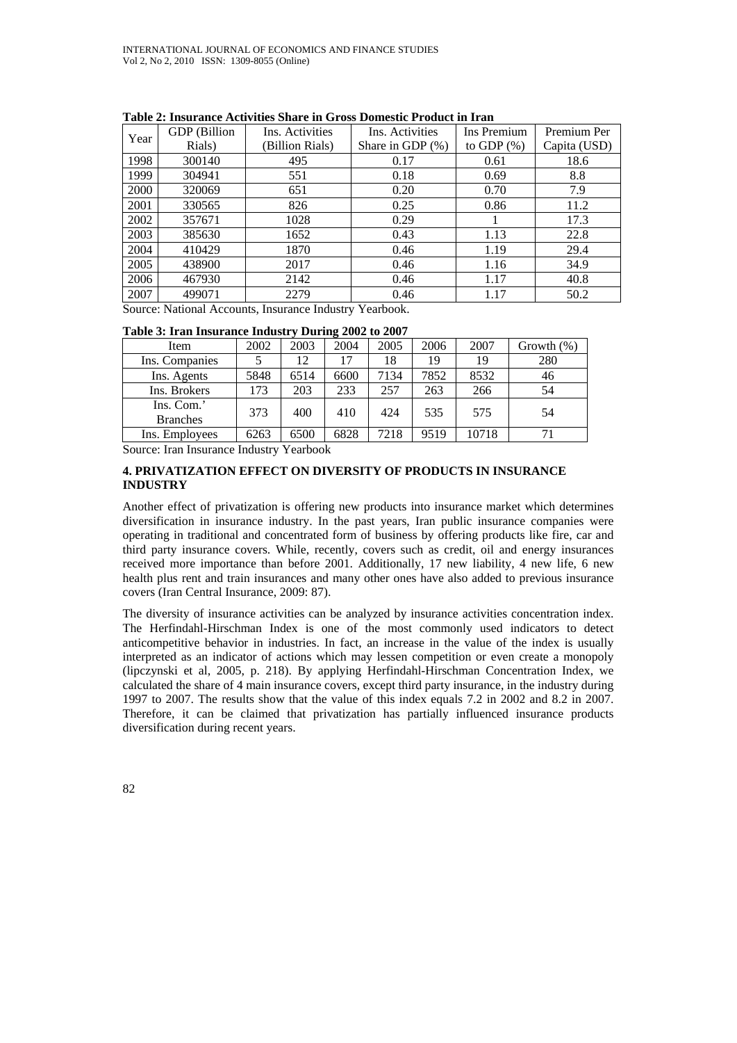**Table 2: Insurance Activities Share in Gross Domestic Product in Iran**

| Year | GDP (Billion Rials) | Ins. Activities (Billion Rials) | Ins. Activities Share in GDP (%) | Ins Premium to GDP (%) | Premium Per Capita (USD) |
|---|---|---|---|---|---|
| 1998 | 300140 | 495 | 0.17 | 0.61 | 18.6 |
| 1999 | 304941 | 551 | 0.18 | 0.69 | 8.8 |
| 2000 | 320069 | 651 | 0.20 | 0.70 | 7.9 |
| 2001 | 330565 | 826 | 0.25 | 0.86 | 11.2 |
| 2002 | 357671 | 1028 | 0.29 | 1 | 17.3 |
| 2003 | 385630 | 1652 | 0.43 | 1.13 | 22.8 |
| 2004 | 410429 | 1870 | 0.46 | 1.19 | 29.4 |
| 2005 | 438900 | 2017 | 0.46 | 1.16 | 34.9 |
| 2006 | 467930 | 2142 | 0.46 | 1.17 | 40.8 |
| 2007 | 499071 | 2279 | 0.46 | 1.17 | 50.2 |

Source: National Accounts, Insurance Industry Yearbook.

**Table 3: Iran Insurance Industry During 2002 to 2007**

| Item | 2002 | 2003 | 2004 | 2005 | 2006 | 2007 | Growth (%) |
|---|---|---|---|---|---|---|---|
| Ins. Companies | 5 | 12 | 17 | 18 | 19 | 19 | 280 |
| Ins. Agents | 5848 | 6514 | 6600 | 7134 | 7852 | 8532 | 46 |
| Ins. Brokers | 173 | 203 | 233 | 257 | 263 | 266 | 54 |
| Ins. Com.' Branches | 373 | 400 | 410 | 424 | 535 | 575 | 54 |
| Ins. Employees | 6263 | 6500 | 6828 | 7218 | 9519 | 10718 | 71 |

Source: Iran Insurance Industry Yearbook

## 4. PRIVATIZATION EFFECT ON DIVERSITY OF PRODUCTS IN INSURANCE INDUSTRY

Another effect of privatization is offering new products into insurance market which determines diversification in insurance industry. In the past years, Iran public insurance companies were operating in traditional and concentrated form of business by offering products like fire, car and third party insurance covers. While, recently, covers such as credit, oil and energy insurances received more importance than before 2001. Additionally, 17 new liability, 4 new life, 6 new health plus rent and train insurances and many other ones have also added to previous insurance covers (Iran Central Insurance, 2009: 87).

The diversity of insurance activities can be analyzed by insurance activities concentration index. The Herfindahl-Hirschman Index is one of the most commonly used indicators to detect anticompetitive behavior in industries. In fact, an increase in the value of the index is usually interpreted as an indicator of actions which may lessen competition or even create a monopoly (lipczynski et al, 2005, p. 218). By applying Herfindahl-Hirschman Concentration Index, we calculated the share of 4 main insurance covers, except third party insurance, in the industry during 1997 to 2007. The results show that the value of this index equals 7.2 in 2002 and 8.2 in 2007. Therefore, it can be claimed that privatization has partially influenced insurance products diversification during recent years.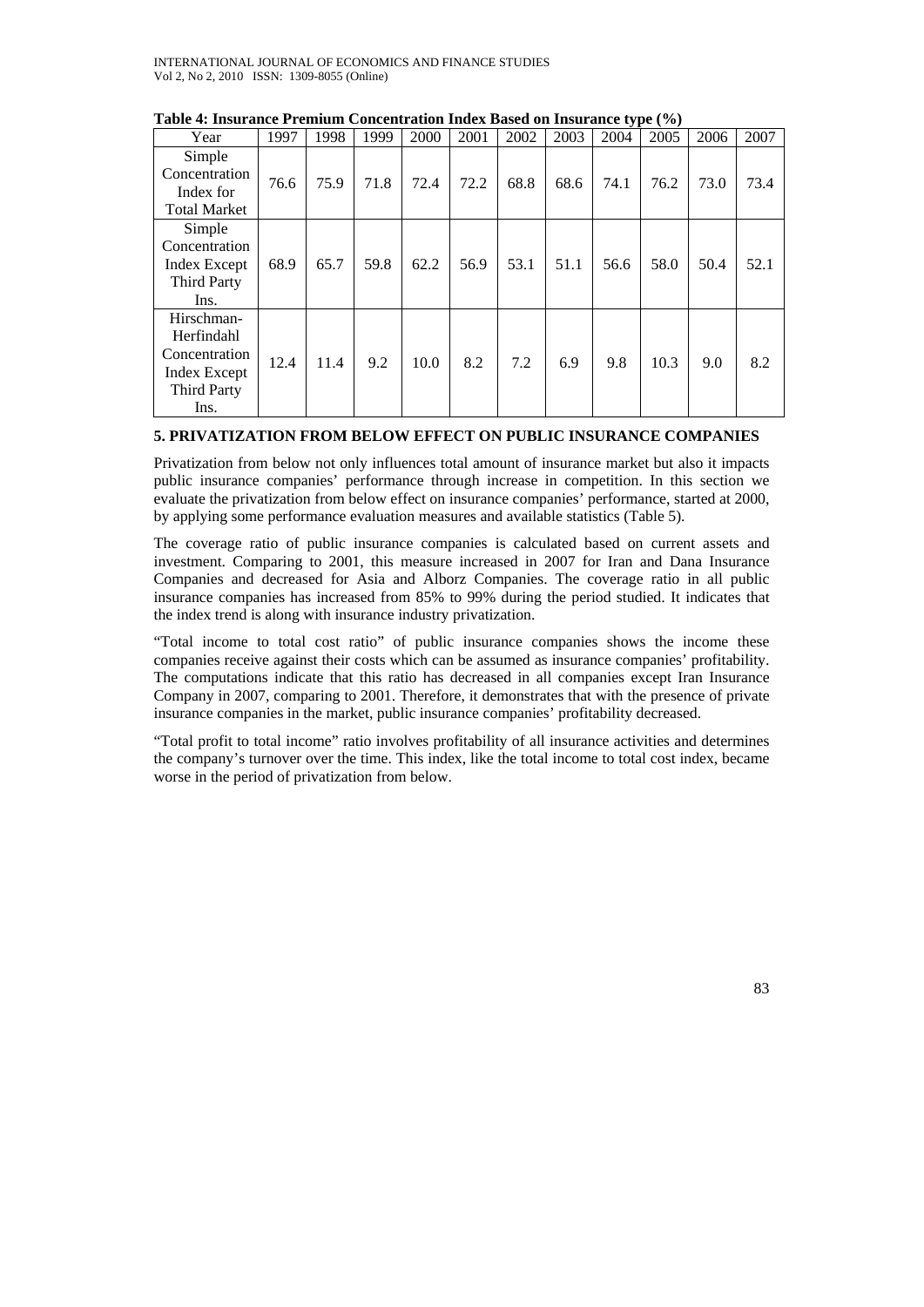**Table 4: Insurance Premium Concentration Index Based on Insurance type (%)**

| Year | 1997 | 1998 | 1999 | 2000 | 2001 | 2002 | 2003 | 2004 | 2005 | 2006 | 2007 |
|---|---|---|---|---|---|---|---|---|---|---|---|
| Simple Concentration Index for Total Market | 76.6 | 75.9 | 71.8 | 72.4 | 72.2 | 68.8 | 68.6 | 74.1 | 76.2 | 73.0 | 73.4 |
| Simple Concentration Index Except Third Party Ins. | 68.9 | 65.7 | 59.8 | 62.2 | 56.9 | 53.1 | 51.1 | 56.6 | 58.0 | 50.4 | 52.1 |
| Hirschman-Herfindahl Concentration Index Except Third Party Ins. | 12.4 | 11.4 | 9.2 | 10.0 | 8.2 | 7.2 | 6.9 | 9.8 | 10.3 | 9.0 | 8.2 |

## 5. PRIVATIZATION FROM BELOW EFFECT ON PUBLIC INSURANCE COMPANIES

Privatization from below not only influences total amount of insurance market but also it impacts public insurance companies' performance through increase in competition. In this section we evaluate the privatization from below effect on insurance companies' performance, started at 2000, by applying some performance evaluation measures and available statistics (Table 5).

The coverage ratio of public insurance companies is calculated based on current assets and investment. Comparing to 2001, this measure increased in 2007 for Iran and Dana Insurance Companies and decreased for Asia and Alborz Companies. The coverage ratio in all public insurance companies has increased from 85% to 99% during the period studied. It indicates that the index trend is along with insurance industry privatization.

"Total income to total cost ratio" of public insurance companies shows the income these companies receive against their costs which can be assumed as insurance companies' profitability. The computations indicate that this ratio has decreased in all companies except Iran Insurance Company in 2007, comparing to 2001. Therefore, it demonstrates that with the presence of private insurance companies in the market, public insurance companies' profitability decreased.

"Total profit to total income" ratio involves profitability of all insurance activities and determines the company's turnover over the time. This index, like the total income to total cost index, became worse in the period of privatization from below.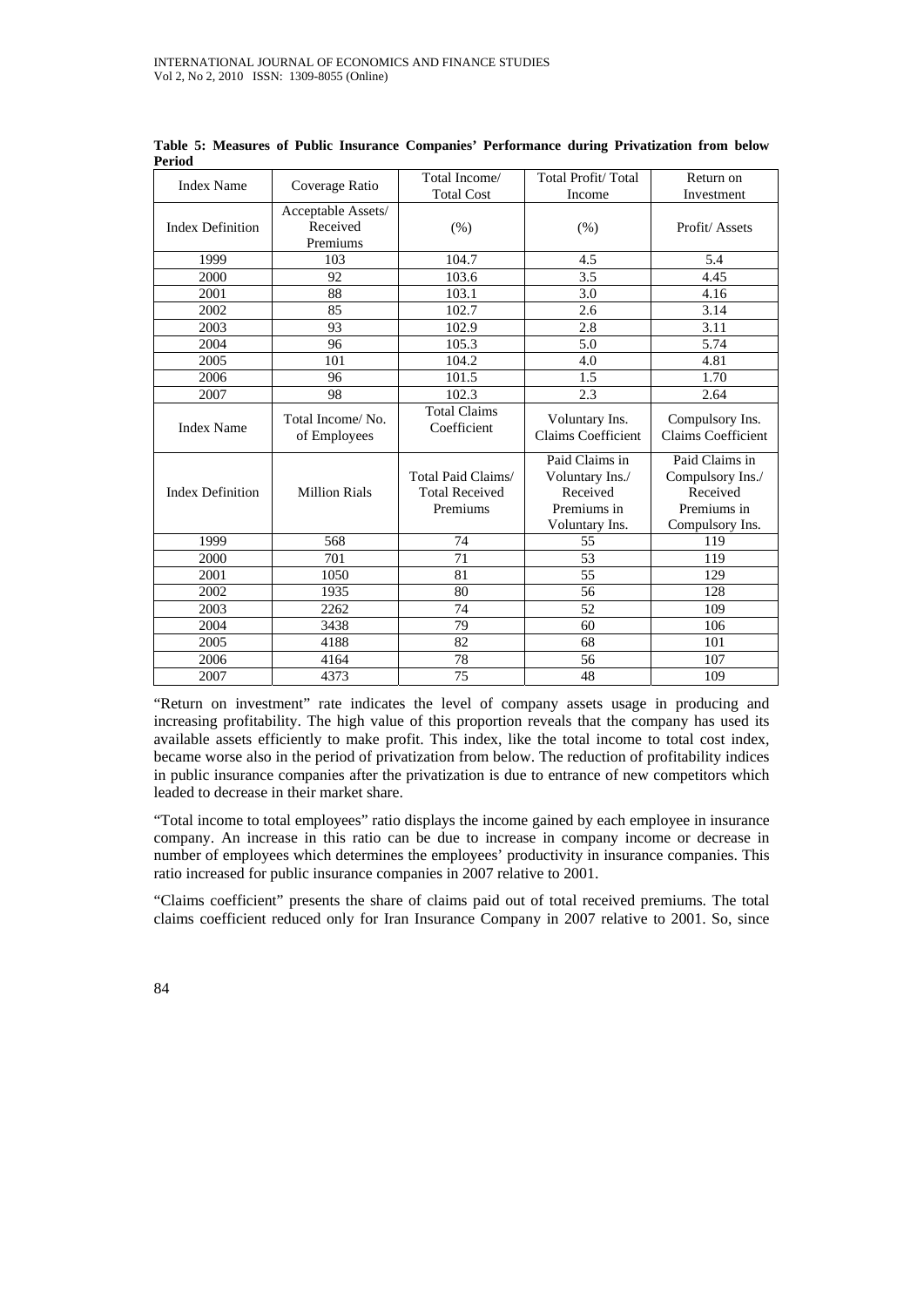**Table 5: Measures of Public Insurance Companies' Performance during Privatization from below Period**

| Index Name | Coverage Ratio | Total Income/ Total Cost | Total Profit/ Total Income | Return on Investment |
|---|---|---|---|---|
| Index Definition | Acceptable Assets/ Received Premiums | (%) | (%) | Profit/ Assets |
| 1999 | 103 | 104.7 | 4.5 | 5.4 |
| 2000 | 92 | 103.6 | 3.5 | 4.45 |
| 2001 | 88 | 103.1 | 3.0 | 4.16 |
| 2002 | 85 | 102.7 | 2.6 | 3.14 |
| 2003 | 93 | 102.9 | 2.8 | 3.11 |
| 2004 | 96 | 105.3 | 5.0 | 5.74 |
| 2005 | 101 | 104.2 | 4.0 | 4.81 |
| 2006 | 96 | 101.5 | 1.5 | 1.70 |
| 2007 | 98 | 102.3 | 2.3 | 2.64 |
| Index Name | Total Income/ No. of Employees | Total Claims Coefficient | Voluntary Ins. Claims Coefficient | Compulsory Ins. Claims Coefficient |
| Index Definition | Million Rials | Total Paid Claims/ Total Received Premiums | Paid Claims in Voluntary Ins./ Received Premiums in Voluntary Ins. | Paid Claims in Compulsory Ins./ Received Premiums in Compulsory Ins. |
| 1999 | 568 | 74 | 55 | 119 |
| 2000 | 701 | 71 | 53 | 119 |
| 2001 | 1050 | 81 | 55 | 129 |
| 2002 | 1935 | 80 | 56 | 128 |
| 2003 | 2262 | 74 | 52 | 109 |
| 2004 | 3438 | 79 | 60 | 106 |
| 2005 | 4188 | 82 | 68 | 101 |
| 2006 | 4164 | 78 | 56 | 107 |
| 2007 | 4373 | 75 | 48 | 109 |

"Return on investment" rate indicates the level of company assets usage in producing and increasing profitability. The high value of this proportion reveals that the company has used its available assets efficiently to make profit. This index, like the total income to total cost index, became worse also in the period of privatization from below. The reduction of profitability indices in public insurance companies after the privatization is due to entrance of new competitors which leaded to decrease in their market share.

"Total income to total employees" ratio displays the income gained by each employee in insurance company. An increase in this ratio can be due to increase in company income or decrease in number of employees which determines the employees' productivity in insurance companies. This ratio increased for public insurance companies in 2007 relative to 2001.

"Claims coefficient" presents the share of claims paid out of total received premiums. The total claims coefficient reduced only for Iran Insurance Company in 2007 relative to 2001. So, since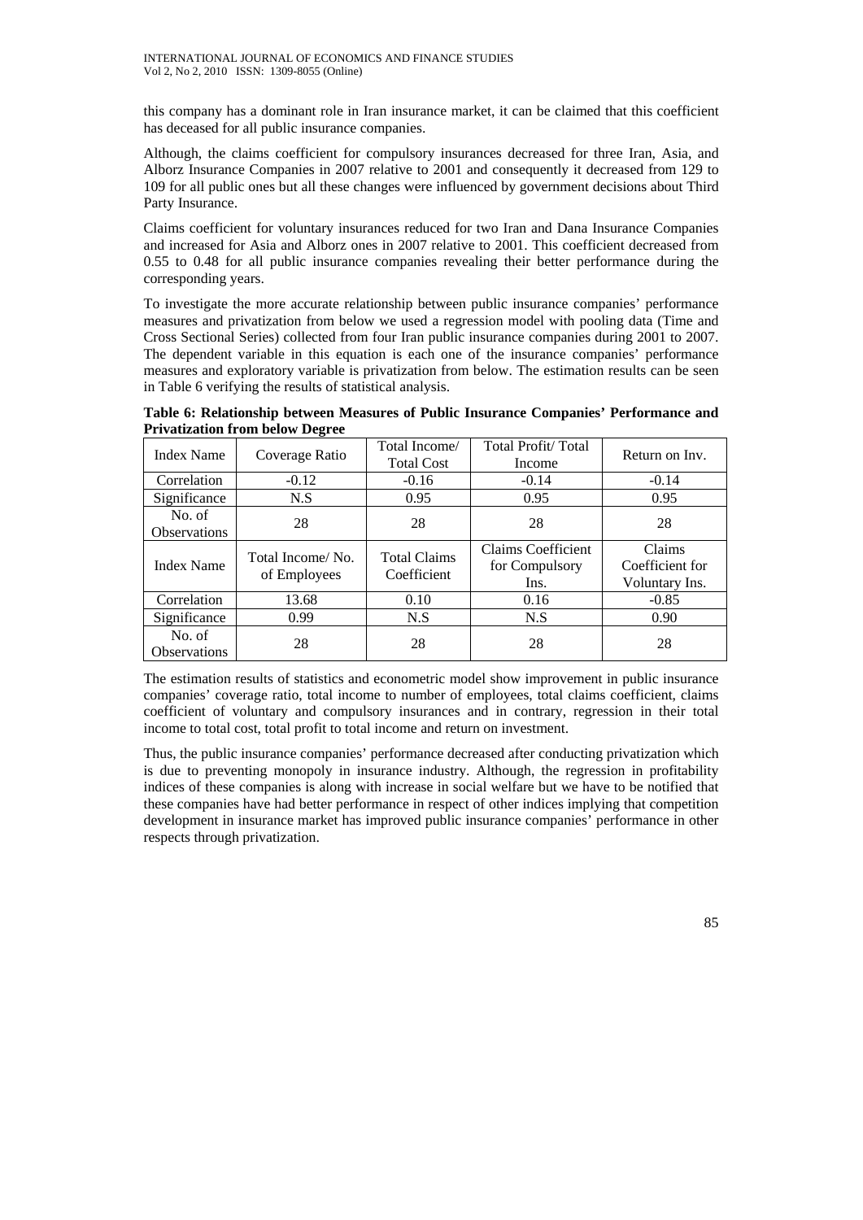this company has a dominant role in Iran insurance market, it can be claimed that this coefficient has deceased for all public insurance companies.

Although, the claims coefficient for compulsory insurances decreased for three Iran, Asia, and Alborz Insurance Companies in 2007 relative to 2001 and consequently it decreased from 129 to 109 for all public ones but all these changes were influenced by government decisions about Third Party Insurance.

Claims coefficient for voluntary insurances reduced for two Iran and Dana Insurance Companies and increased for Asia and Alborz ones in 2007 relative to 2001. This coefficient decreased from 0.55 to 0.48 for all public insurance companies revealing their better performance during the corresponding years.

To investigate the more accurate relationship between public insurance companies' performance measures and privatization from below we used a regression model with pooling data (Time and Cross Sectional Series) collected from four Iran public insurance companies during 2001 to 2007. The dependent variable in this equation is each one of the insurance companies' performance measures and exploratory variable is privatization from below. The estimation results can be seen in Table 6 verifying the results of statistical analysis.

**Table 6: Relationship between Measures of Public Insurance Companies' Performance and Privatization from below Degree**

| Index Name | Coverage Ratio | Total Income/ Total Cost | Total Profit/ Total Income | Return on Inv. |
|---|---|---|---|---|
| Correlation | -0.12 | -0.16 | -0.14 | -0.14 |
| Significance | N.S | 0.95 | 0.95 | 0.95 |
| No. of Observations | 28 | 28 | 28 | 28 |
| Index Name | Total Income/ No. of Employees | Total Claims Coefficient | Claims Coefficient for Compulsory Ins. | Claims Coefficient for Voluntary Ins. |
| Correlation | 13.68 | 0.10 | 0.16 | -0.85 |
| Significance | 0.99 | N.S | N.S | 0.90 |
| No. of Observations | 28 | 28 | 28 | 28 |

The estimation results of statistics and econometric model show improvement in public insurance companies' coverage ratio, total income to number of employees, total claims coefficient, claims coefficient of voluntary and compulsory insurances and in contrary, regression in their total income to total cost, total profit to total income and return on investment.

Thus, the public insurance companies' performance decreased after conducting privatization which is due to preventing monopoly in insurance industry. Although, the regression in profitability indices of these companies is along with increase in social welfare but we have to be notified that these companies have had better performance in respect of other indices implying that competition development in insurance market has improved public insurance companies' performance in other respects through privatization.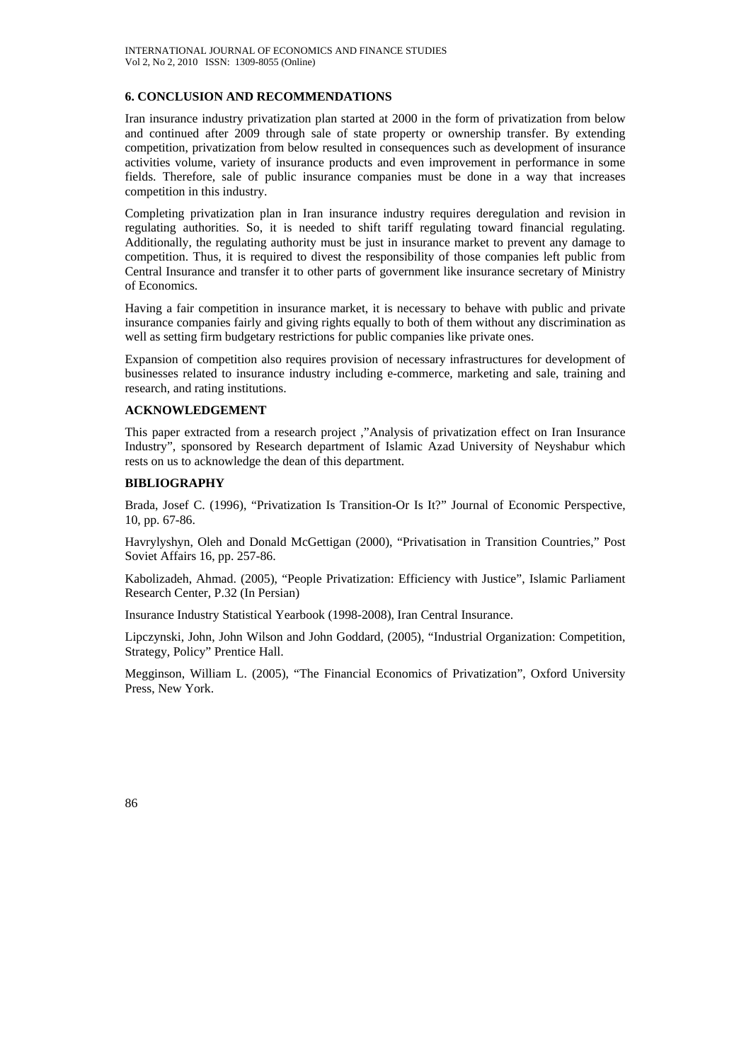## 6. CONCLUSION AND RECOMMENDATIONS

Iran insurance industry privatization plan started at 2000 in the form of privatization from below and continued after 2009 through sale of state property or ownership transfer. By extending competition, privatization from below resulted in consequences such as development of insurance activities volume, variety of insurance products and even improvement in performance in some fields. Therefore, sale of public insurance companies must be done in a way that increases competition in this industry.

Completing privatization plan in Iran insurance industry requires deregulation and revision in regulating authorities. So, it is needed to shift tariff regulating toward financial regulating. Additionally, the regulating authority must be just in insurance market to prevent any damage to competition. Thus, it is required to divest the responsibility of those companies left public from Central Insurance and transfer it to other parts of government like insurance secretary of Ministry of Economics.

Having a fair competition in insurance market, it is necessary to behave with public and private insurance companies fairly and giving rights equally to both of them without any discrimination as well as setting firm budgetary restrictions for public companies like private ones.

Expansion of competition also requires provision of necessary infrastructures for development of businesses related to insurance industry including e-commerce, marketing and sale, training and research, and rating institutions.

## ACKNOWLEDGEMENT

This paper extracted from a research project ,"Analysis of privatization effect on Iran Insurance Industry", sponsored by Research department of Islamic Azad University of Neyshabur which rests on us to acknowledge the dean of this department.

## BIBLIOGRAPHY

Brada, Josef C. (1996), "Privatization Is Transition-Or Is It?" Journal of Economic Perspective, 10, pp. 67-86.

Havrylyshyn, Oleh and Donald McGettigan (2000), "Privatisation in Transition Countries," Post Soviet Affairs 16, pp. 257-86.

Kabolizadeh, Ahmad. (2005), "People Privatization: Efficiency with Justice", Islamic Parliament Research Center, P.32 (In Persian)

Insurance Industry Statistical Yearbook (1998-2008), Iran Central Insurance.

Lipczynski, John, John Wilson and John Goddard, (2005), "Industrial Organization: Competition, Strategy, Policy" Prentice Hall.

Megginson, William L. (2005), "The Financial Economics of Privatization", Oxford University Press, New York.